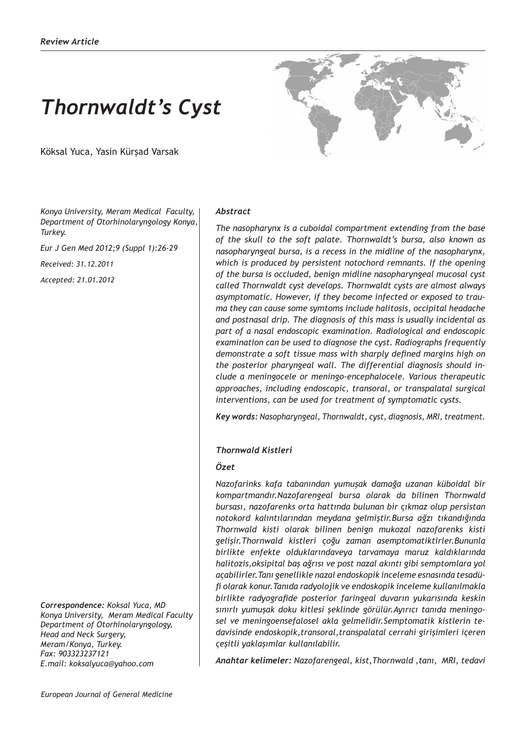*Review Article*

# *Thornwaldt's Cyst*

Köksal Yuca, Yasin Kürşad Varsak

*Konya University, Meram Medical Faculty, Department of Otorhinolaryngology Konya, Turkey.*

*Eur J Gen Med 2012;9 (Suppl 1):26-29*

*Received: 31.12.2011*

*Accepted: 21.01.2012*

### *Abstract*

*The nasopharynx is a cuboidal compartment extending from the base of the skull to the soft palate. Thornwaldt's bursa, also known as nasopharyngeal bursa, is a recess in the midline of the nasopharynx, which is produced by persistent notochord remnants. If the opening of the bursa is occluded, benign midline nasopharyngeal mucosal cyst called Thornwaldt cyst develops. Thornwaldt cysts are almost always asymptomatic. However, if they become infected or exposed to trauma they can cause some symtoms include halitosis, occipital headache and postnasal drip. The diagnosis of this mass is usually incidental as part of a nasal endoscopic examination. Radiological and endoscopic examination can be used to diagnose the cyst. Radiographs frequently demonstrate a soft tissue mass with sharply defined margins high on the posterior pharyngeal wall. The differential diagnosis should include a meningocele or meningo-encephalocele. Various therapeutic approaches, including endoscopic, transoral, or transpalatal surgical interventions, can be used for treatment of symptomatic cysts.*

***Key words:*** *Nasopharyngeal, Thornwaldt, cyst, diagnosis, MRI, treatment.*

### *Thornwald Kistleri*

### *Özet*

*Nazofarinks kafa tabanından yumuşak damağa uzanan küboidal bir kompartmandır.Nazofarengeal bursa olarak da bilinen Thornwald bursası, nazofarenks orta hattında bulunan bir çıkmaz olup persistan notokord kalıntılarından meydana gelmiştir.Bursa ağzı tıkandığında Thornwald kisti olarak bilinen benign mukozal nazofarenks kisti gelişir.Thornwald kistleri çoğu zaman asemptomatiktirler.Bununla birlikte enfekte olduklarındaveya tarvamaya maruz kaldıklarında halitozis,oksipital baş ağrısı ve post nazal akıntı gibi semptomlara yol açabilirler.Tanı genellikle nazal endoskopik inceleme esnasında tesadüfi olarak konur.Tanıda radyolojik ve endoskopik inceleme kullanılmakla birlikte radyografide posterior faringeal duvarın yukarısında keskin sınırlı yumuşak doku kitlesi şeklinde görülür.Ayırıcı tanıda meningosel ve meningoensefalosel akla gelmelidir.Semptomatik kistlerin tedavisinde endoskopik,transoral,transpalatal cerrahi girişimleri içeren çeşitli yaklaşımlar kullanılabilir.*

***Anahtar kelimeler:*** *Nazofarengeal, kist,Thornwald ,tanı, MRI, tedavi*

***Correspondence:*** *Koksal Yuca, MD*
*Konya University, Meram Medical Faculty*
*Department of Otorhinolaryngology,*
*Head and Neck Surgery,*
*Meram/Konya, Turkey.*
*Fax: 903323237121*
*E.mail: koksalyuca@yahoo.com*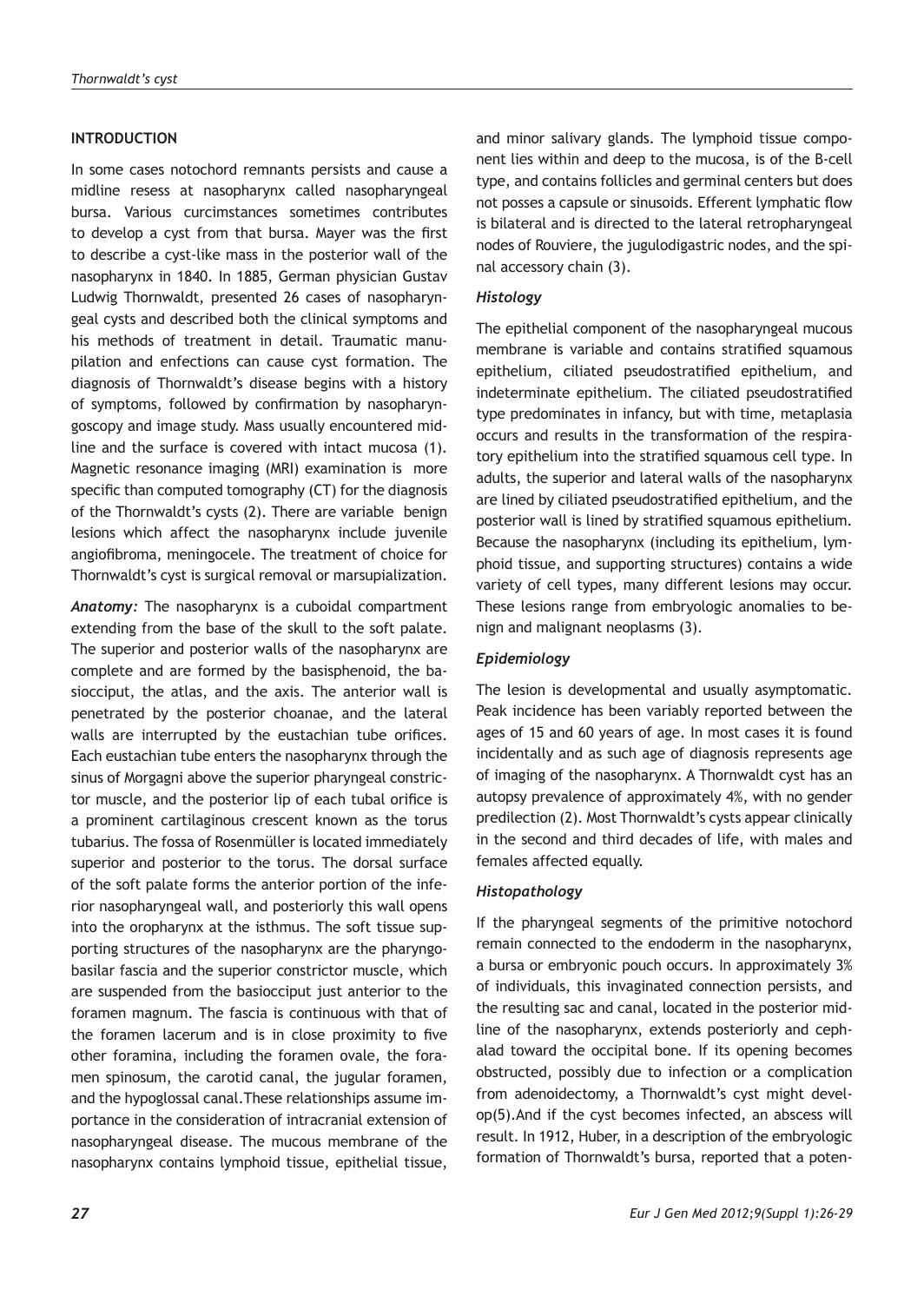## INTRODUCTION

In some cases notochord remnants persists and cause a midline resess at nasopharynx called nasopharyngeal bursa. Various curcimstances sometimes contributes to develop a cyst from that bursa. Mayer was the first to describe a cyst-like mass in the posterior wall of the nasopharynx in 1840. In 1885, German physician Gustav Ludwig Thornwaldt, presented 26 cases of nasopharyngeal cysts and described both the clinical symptoms and his methods of treatment in detail. Traumatic manupilation and enfections can cause cyst formation. The diagnosis of Thornwaldt's disease begins with a history of symptoms, followed by confirmation by nasopharyngoscopy and image study. Mass usually encountered midline and the surface is covered with intact mucosa (1). Magnetic resonance imaging (MRI) examination is more specific than computed tomography (CT) for the diagnosis of the Thornwaldt's cysts (2). There are variable benign lesions which affect the nasopharynx include juvenile angiofibroma, meningocele. The treatment of choice for Thornwaldt's cyst is surgical removal or marsupialization.

***Anatomy:*** The nasopharynx is a cuboidal compartment extending from the base of the skull to the soft palate. The superior and posterior walls of the nasopharynx are complete and are formed by the basisphenoid, the basiocciput, the atlas, and the axis. The anterior wall is penetrated by the posterior choanae, and the lateral walls are interrupted by the eustachian tube orifices. Each eustachian tube enters the nasopharynx through the sinus of Morgagni above the superior pharyngeal constrictor muscle, and the posterior lip of each tubal orifice is a prominent cartilaginous crescent known as the torus tubarius. The fossa of Rosenmüller is located immediately superior and posterior to the torus. The dorsal surface of the soft palate forms the anterior portion of the inferior nasopharyngeal wall, and posteriorly this wall opens into the oropharynx at the isthmus. The soft tissue supporting structures of the nasopharynx are the pharyngobasilar fascia and the superior constrictor muscle, which are suspended from the basiocciput just anterior to the foramen magnum. The fascia is continuous with that of the foramen lacerum and is in close proximity to five other foramina, including the foramen ovale, the foramen spinosum, the carotid canal, the jugular foramen, and the hypoglossal canal.These relationships assume importance in the consideration of intracranial extension of nasopharyngeal disease. The mucous membrane of the nasopharynx contains lymphoid tissue, epithelial tissue, and minor salivary glands. The lymphoid tissue component lies within and deep to the mucosa, is of the B-cell type, and contains follicles and germinal centers but does not posses a capsule or sinusoids. Efferent lymphatic flow is bilateral and is directed to the lateral retropharyngeal nodes of Rouviere, the jugulodigastric nodes, and the spinal accessory chain (3).

### *Histology*

The epithelial component of the nasopharyngeal mucous membrane is variable and contains stratified squamous epithelium, ciliated pseudostratified epithelium, and indeterminate epithelium. The ciliated pseudostratified type predominates in infancy, but with time, metaplasia occurs and results in the transformation of the respiratory epithelium into the stratified squamous cell type. In adults, the superior and lateral walls of the nasopharynx are lined by ciliated pseudostratified epithelium, and the posterior wall is lined by stratified squamous epithelium. Because the nasopharynx (including its epithelium, lymphoid tissue, and supporting structures) contains a wide variety of cell types, many different lesions may occur. These lesions range from embryologic anomalies to benign and malignant neoplasms (3).

### *Epidemiology*

The lesion is developmental and usually asymptomatic. Peak incidence has been variably reported between the ages of 15 and 60 years of age. In most cases it is found incidentally and as such age of diagnosis represents age of imaging of the nasopharynx. A Thornwaldt cyst has an autopsy prevalence of approximately 4%, with no gender predilection (2). Most Thornwaldt's cysts appear clinically in the second and third decades of life, with males and females affected equally.

### *Histopathology*

If the pharyngeal segments of the primitive notochord remain connected to the endoderm in the nasopharynx, a bursa or embryonic pouch occurs. In approximately 3% of individuals, this invaginated connection persists, and the resulting sac and canal, located in the posterior midline of the nasopharynx, extends posteriorly and cephalad toward the occipital bone. If its opening becomes obstructed, possibly due to infection or a complication from adenoidectomy, a Thornwaldt's cyst might develop(5).And if the cyst becomes infected, an abscess will result. In 1912, Huber, in a description of the embryologic formation of Thornwaldt's bursa, reported that a poten-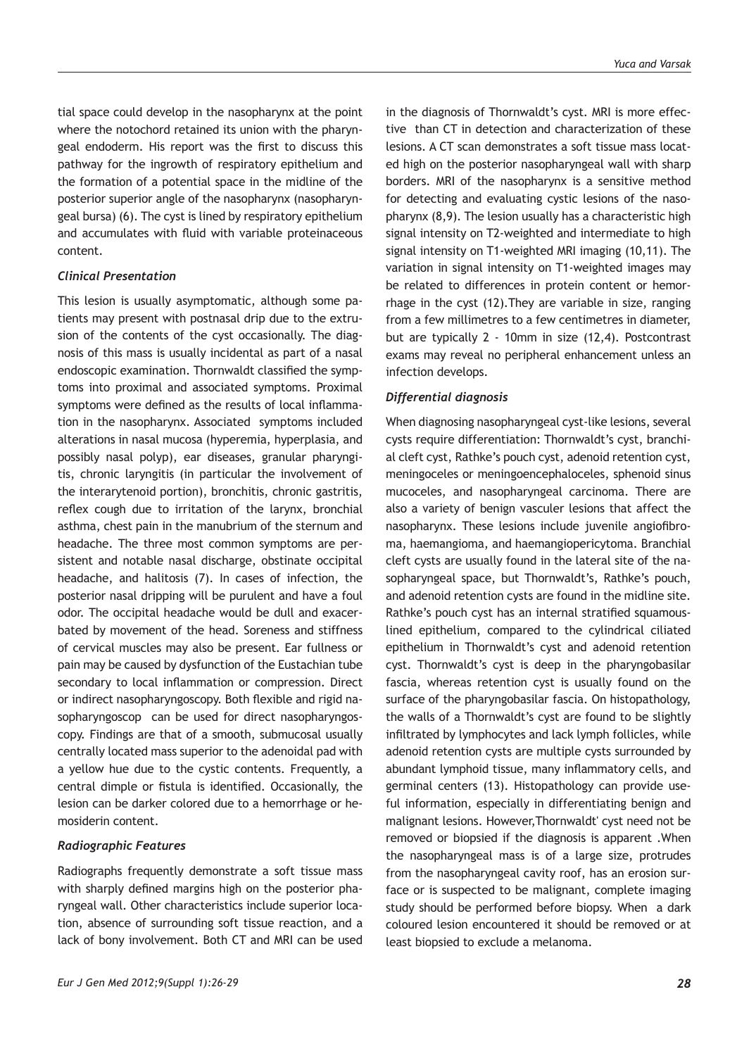tial space could develop in the nasopharynx at the point where the notochord retained its union with the pharyngeal endoderm. His report was the first to discuss this pathway for the ingrowth of respiratory epithelium and the formation of a potential space in the midline of the posterior superior angle of the nasopharynx (nasopharyngeal bursa) (6). The cyst is lined by respiratory epithelium and accumulates with fluid with variable proteinaceous content.

### *Clinical Presentation*

This lesion is usually asymptomatic, although some patients may present with postnasal drip due to the extrusion of the contents of the cyst occasionally. The diagnosis of this mass is usually incidental as part of a nasal endoscopic examination. Thornwaldt classified the symptoms into proximal and associated symptoms. Proximal symptoms were defined as the results of local inflammation in the nasopharynx. Associated symptoms included alterations in nasal mucosa (hyperemia, hyperplasia, and possibly nasal polyp), ear diseases, granular pharyngitis, chronic laryngitis (in particular the involvement of the interarytenoid portion), bronchitis, chronic gastritis, reflex cough due to irritation of the larynx, bronchial asthma, chest pain in the manubrium of the sternum and headache. The three most common symptoms are persistent and notable nasal discharge, obstinate occipital headache, and halitosis (7). In cases of infection, the posterior nasal dripping will be purulent and have a foul odor. The occipital headache would be dull and exacerbated by movement of the head. Soreness and stiffness of cervical muscles may also be present. Ear fullness or pain may be caused by dysfunction of the Eustachian tube secondary to local inflammation or compression. Direct or indirect nasopharyngoscopy. Both flexible and rigid nasopharyngoscop can be used for direct nasopharyngoscopy. Findings are that of a smooth, submucosal usually centrally located mass superior to the adenoidal pad with a yellow hue due to the cystic contents. Frequently, a central dimple or fistula is identified. Occasionally, the lesion can be darker colored due to a hemorrhage or hemosiderin content.

### *Radiographic Features*

Radiographs frequently demonstrate a soft tissue mass with sharply defined margins high on the posterior pharyngeal wall. Other characteristics include superior location, absence of surrounding soft tissue reaction, and a lack of bony involvement. Both CT and MRI can be used in the diagnosis of Thornwaldt's cyst. MRI is more effective than CT in detection and characterization of these lesions. A CT scan demonstrates a soft tissue mass located high on the posterior nasopharyngeal wall with sharp borders. MRI of the nasopharynx is a sensitive method for detecting and evaluating cystic lesions of the nasopharynx (8,9). The lesion usually has a characteristic high signal intensity on T2-weighted and intermediate to high signal intensity on T1-weighted MRI imaging (10,11). The variation in signal intensity on T1-weighted images may be related to differences in protein content or hemorrhage in the cyst (12).They are variable in size, ranging from a few millimetres to a few centimetres in diameter, but are typically 2 - 10mm in size (12,4). Postcontrast exams may reveal no peripheral enhancement unless an infection develops.

### *Differential diagnosis*

When diagnosing nasopharyngeal cyst-like lesions, several cysts require differentiation: Thornwaldt's cyst, branchial cleft cyst, Rathke's pouch cyst, adenoid retention cyst, meningoceles or meningoencephaloceles, sphenoid sinus mucoceles, and nasopharyngeal carcinoma. There are also a variety of benign vasculer lesions that affect the nasopharynx. These lesions include juvenile angiofibroma, haemangioma, and haemangiopericytoma. Branchial cleft cysts are usually found in the lateral site of the nasopharyngeal space, but Thornwaldt's, Rathke's pouch, and adenoid retention cysts are found in the midline site. Rathke's pouch cyst has an internal stratified squamous-lined epithelium, compared to the cylindrical ciliated epithelium in Thornwaldt's cyst and adenoid retention cyst. Thornwaldt's cyst is deep in the pharyngobasilar fascia, whereas retention cyst is usually found on the surface of the pharyngobasilar fascia. On histopathology, the walls of a Thornwaldt's cyst are found to be slightly infiltrated by lymphocytes and lack lymph follicles, while adenoid retention cysts are multiple cysts surrounded by abundant lymphoid tissue, many inflammatory cells, and germinal centers (13). Histopathology can provide useful information, especially in differentiating benign and malignant lesions. However,Thornwaldt' cyst need not be removed or biopsied if the diagnosis is apparent .When the nasopharyngeal mass is of a large size, protrudes from the nasopharyngeal cavity roof, has an erosion surface or is suspected to be malignant, complete imaging study should be performed before biopsy. When a dark coloured lesion encountered it should be removed or at least biopsied to exclude a melanoma.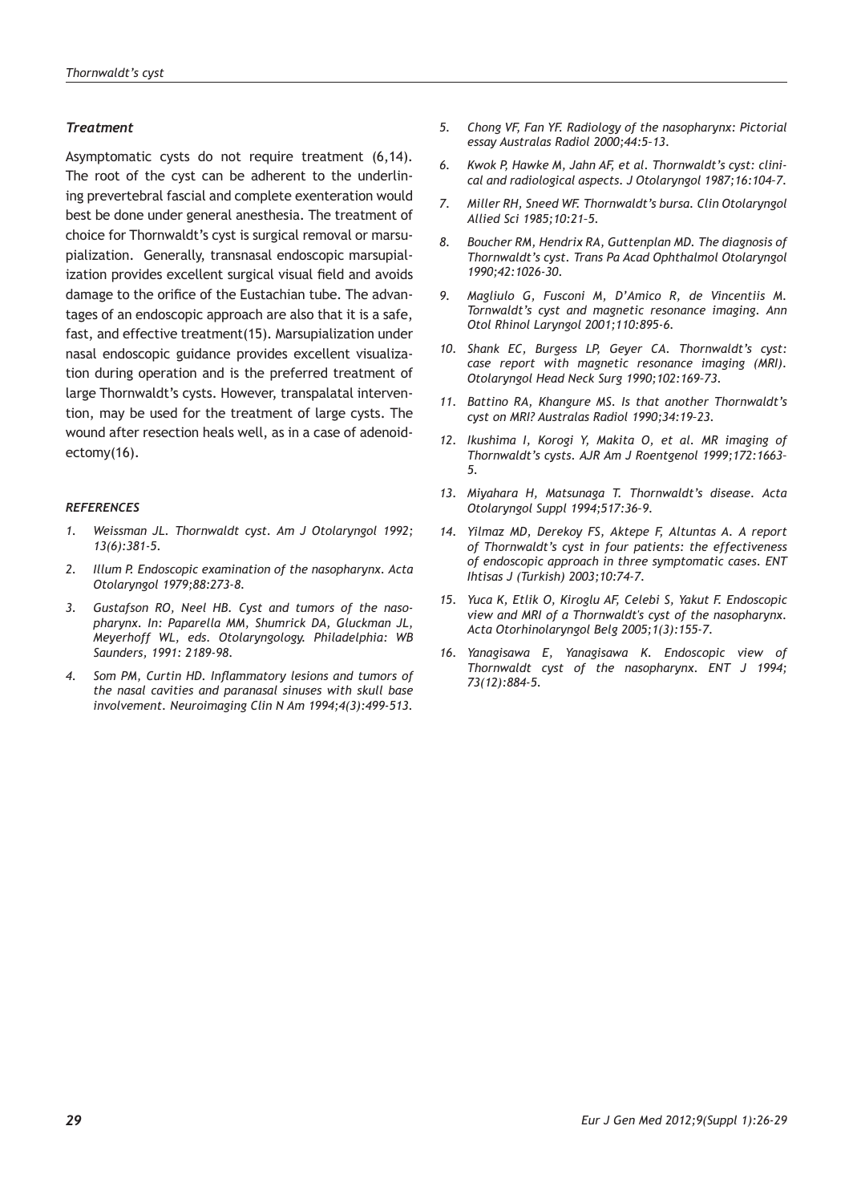### *Treatment*

Asymptomatic cysts do not require treatment (6,14). The root of the cyst can be adherent to the underlining prevertebral fascial and complete exenteration would best be done under general anesthesia. The treatment of choice for Thornwaldt's cyst is surgical removal or marsupialization. Generally, transnasal endoscopic marsupialization provides excellent surgical visual field and avoids damage to the orifice of the Eustachian tube. The advantages of an endoscopic approach are also that it is a safe, fast, and effective treatment(15). Marsupialization under nasal endoscopic guidance provides excellent visualization during operation and is the preferred treatment of large Thornwaldt's cysts. However, transpalatal intervention, may be used for the treatment of large cysts. The wound after resection heals well, as in a case of adenoidectomy(16).

### *REFERENCES*

1. *Weissman JL. Thornwaldt cyst. Am J Otolaryngol 1992; 13(6):381-5.*
2. *Illum P. Endoscopic examination of the nasopharynx. Acta Otolaryngol 1979;88:273-8.*
3. *Gustafson RO, Neel HB. Cyst and tumors of the nasopharynx. In: Paparella MM, Shumrick DA, Gluckman JL, Meyerhoff WL, eds. Otolaryngology. Philadelphia: WB Saunders, 1991: 2189-98.*
4. *Som PM, Curtin HD. Inflammatory lesions and tumors of the nasal cavities and paranasal sinuses with skull base involvement. Neuroimaging Clin N Am 1994;4(3):499-513.*
5. *Chong VF, Fan YF. Radiology of the nasopharynx: Pictorial essay Australas Radiol 2000;44:5-13.*
6. *Kwok P, Hawke M, Jahn AF, et al. Thornwaldt's cyst: clinical and radiological aspects. J Otolaryngol 1987;16:104-7.*
7. *Miller RH, Sneed WF. Thornwaldt's bursa. Clin Otolaryngol Allied Sci 1985;10:21-5.*
8. *Boucher RM, Hendrix RA, Guttenplan MD. The diagnosis of Thornwaldt's cyst. Trans Pa Acad Ophthalmol Otolaryngol 1990;42:1026-30.*
9. *Magliulo G, Fusconi M, D'Amico R, de Vincentiis M. Tornwaldt's cyst and magnetic resonance imaging. Ann Otol Rhinol Laryngol 2001;110:895-6.*
10. *Shank EC, Burgess LP, Geyer CA. Thornwaldt's cyst: case report with magnetic resonance imaging (MRI). Otolaryngol Head Neck Surg 1990;102:169-73.*
11. *Battino RA, Khangure MS. Is that another Thornwaldt's cyst on MRI? Australas Radiol 1990;34:19-23.*
12. *Ikushima I, Korogi Y, Makita O, et al. MR imaging of Thornwaldt's cysts. AJR Am J Roentgenol 1999;172:1663-5.*
13. *Miyahara H, Matsunaga T. Thornwaldt's disease. Acta Otolaryngol Suppl 1994;517:36-9.*
14. *Yilmaz MD, Derekoy FS, Aktepe F, Altuntas A. A report of Thornwaldt's cyst in four patients: the effectiveness of endoscopic approach in three symptomatic cases. ENT Ihtisas J (Turkish) 2003;10:74-7.*
15. *Yuca K, Etlik O, Kiroglu AF, Celebi S, Yakut F. Endoscopic view and MRI of a Thornwaldt's cyst of the nasopharynx. Acta Otorhinolaryngol Belg 2005;1(3):155-7.*
16. *Yanagisawa E, Yanagisawa K. Endoscopic view of Thornwaldt cyst of the nasopharynx. ENT J 1994; 73(12):884-5.*